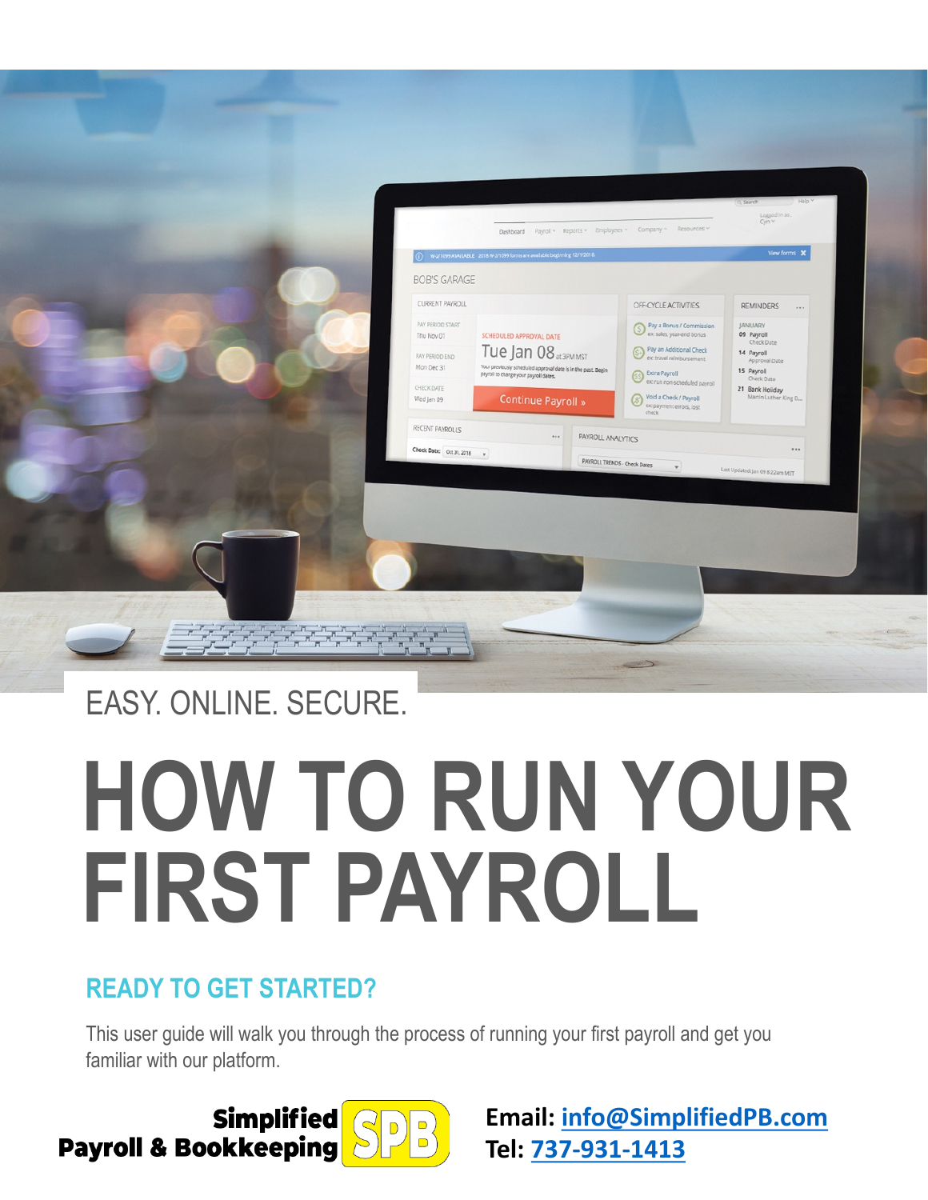EASY. ONLINE. SECURE.

# HOW TO RUN YOUR FIRST PAYROLL

## READY TO GET STARTED?

This user guide will walk you through the process of running your first payroll and get you familiar with our platform.

**Simplified Payroll & Bookkeeping**

**Email: info@SimplifiedPB.com**
**Tel: 737-931-1413**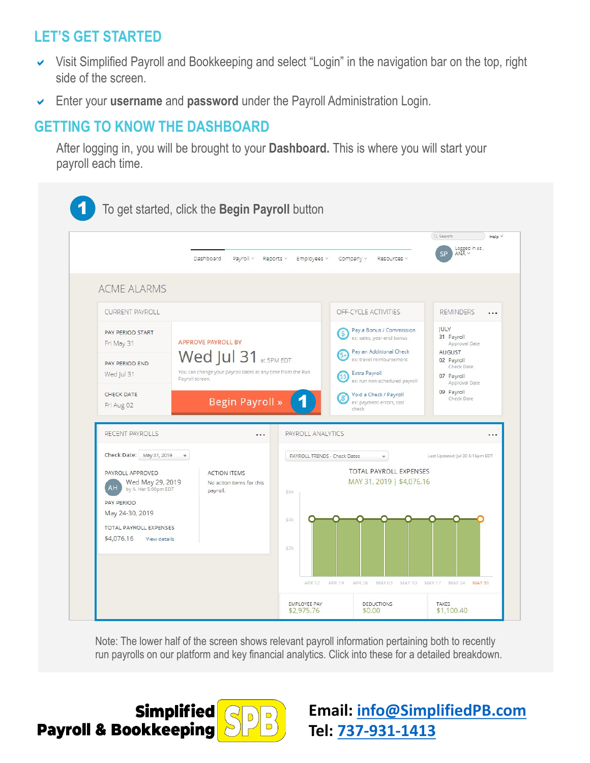## LET'S GET STARTED

- Visit Simplified Payroll and Bookkeeping and select "Login" in the navigation bar on the top, right side of the screen.
- Enter your **username** and **password** under the Payroll Administration Login.

## GETTING TO KNOW THE DASHBOARD

After logging in, you will be brought to your **Dashboard.** This is where you will start your payroll each time.

**1** To get started, click the **Begin Payroll** button

Note: The lower half of the screen shows relevant payroll information pertaining both to recently run payrolls on our platform and key financial analytics. Click into these for a detailed breakdown.

**Simplified Payroll & Bookkeeping SPB**

**Email:** info@SimplifiedPB.com
**Tel:** 737-931-1413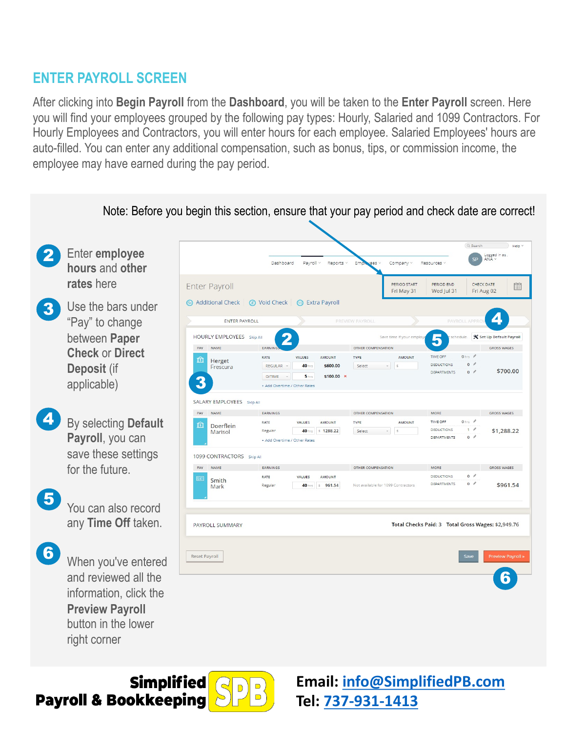## ENTER PAYROLL SCREEN

After clicking into **Begin Payroll** from the **Dashboard**, you will be taken to the **Enter Payroll** screen. Here you will find your employees grouped by the following pay types: Hourly, Salaried and 1099 Contractors. For Hourly Employees and Contractors, you will enter hours for each employee. Salaried Employees' hours are auto-filled. You can enter any additional compensation, such as bonus, tips, or commission income, the employee may have earned during the pay period.

Note: Before you begin this section, ensure that your pay period and check date are correct!

**2** Enter **employee hours** and **other rates** here

**3** Use the bars under "Pay" to change between **Paper Check** or **Direct Deposit** (if applicable)

**4** By selecting **Default Payroll**, you can save these settings for the future.

**5** You can also record any **Time Off** taken.

**6** When you've entered and reviewed all the information, click the **Preview Payroll** button in the lower right corner

**Simplified Payroll & Bookkeeping** SPB

Email: info@SimplifiedPB.com
Tel: 737-931-1413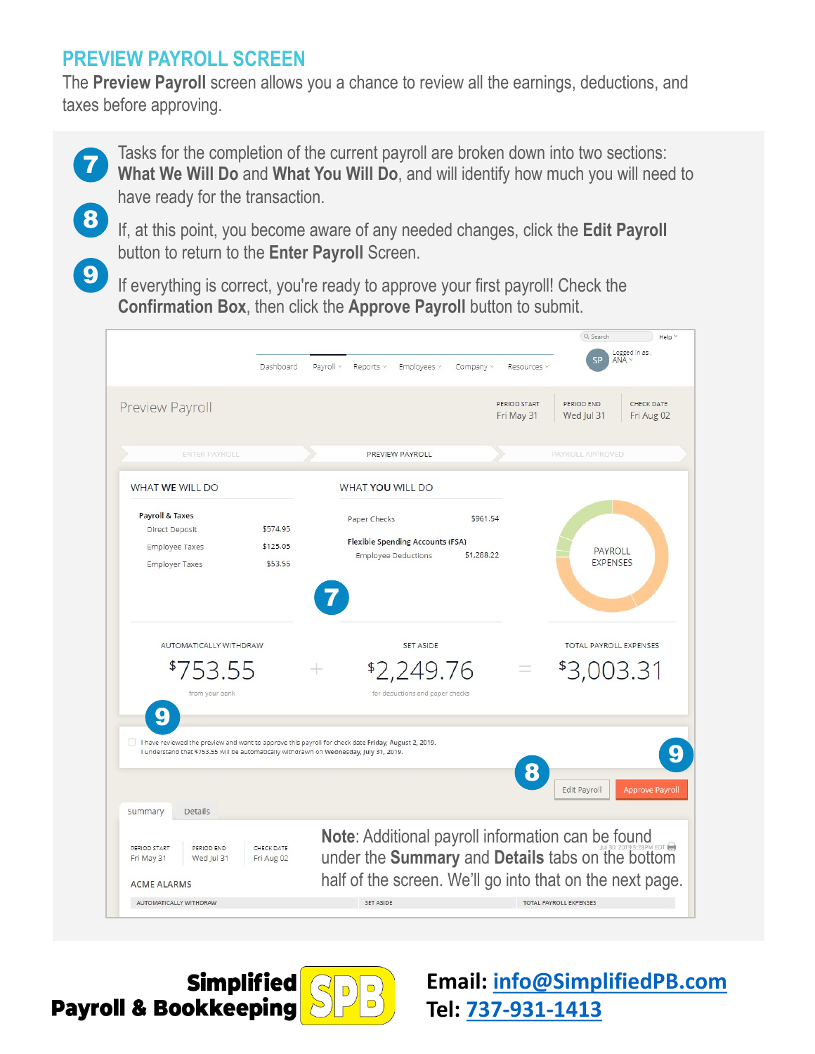## PREVIEW PAYROLL SCREEN

The **Preview Payroll** screen allows you a chance to review all the earnings, deductions, and taxes before approving.

**7** Tasks for the completion of the current payroll are broken down into two sections: **What We Will Do** and **What You Will Do**, and will identify how much you will need to have ready for the transaction.

**8** If, at this point, you become aware of any needed changes, click the **Edit Payroll** button to return to the **Enter Payroll** Screen.

**9** If everything is correct, you're ready to approve your first payroll! Check the **Confirmation Box**, then click the **Approve Payroll** button to submit.

Dashboard | Payroll | Reports | Employees | Company | Resources

**Preview Payroll**

| PERIOD START | PERIOD END | CHECK DATE |
|---|---|---|
| Fri May 31 | Wed Jul 31 | Fri Aug 02 |

ENTER PAYROLL → PREVIEW PAYROLL → PAYROLL APPROVED

**WHAT WE WILL DO**

Payroll & Taxes

| | |
|---|---|
| Direct Deposit | $574.95 |
| Employee Taxes | $125.05 |
| Employer Taxes | $53.55 |

**WHAT YOU WILL DO**

| | |
|---|---|
| Paper Checks | $961.54 |
| Flexible Spending Accounts (FSA) | |
| Employee Deductions | $1,288.22 |

PAYROLL EXPENSES

| AUTOMATICALLY WITHDRAW | | SET ASIDE | | TOTAL PAYROLL EXPENSES |
|---|---|---|---|---|
| $753.55 | + | $2,249.76 | = | $3,003.31 |
| from your bank | | for deductions and paper checks | | |

☐ I have reviewed the preview and want to approve this payroll for check date Friday, August 2, 2019. I understand that $753.55 will be automatically withdrawn on Wednesday, July 31, 2019.

[Edit Payroll] [Approve Payroll]

Summary | Details

| PERIOD START | PERIOD END | CHECK DATE |
|---|---|---|
| Fri May 31 | Wed Jul 31 | Fri Aug 02 |

ACME ALARMS

| AUTOMATICALLY WITHDRAW | SET ASIDE | TOTAL PAYROLL EXPENSES |
|---|---|---|

**Note**: Additional payroll information can be found under the **Summary** and **Details** tabs on the bottom half of the screen. We'll go into that on the next page.

**Simplified Payroll & Bookkeeping** SPB

**Email:** info@SimplifiedPB.com
**Tel:** 737-931-1413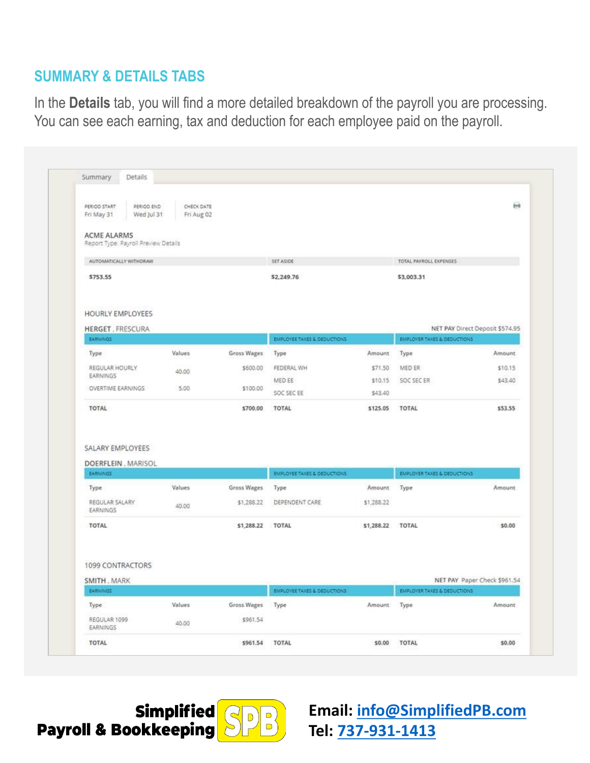## SUMMARY & DETAILS TABS

In the **Details** tab, you will find a more detailed breakdown of the payroll you are processing. You can see each earning, tax and deduction for each employee paid on the payroll.

Summary | Details

| PERIOD START | PERIOD END | CHECK DATE |
|---|---|---|
| Fri May 31 | Wed Jul 31 | Fri Aug 02 |

ACME ALARMS
Report Type: Payroll Preview Details

| AUTOMATICALLY WITHDRAW | SET ASIDE | TOTAL PAYROLL EXPENSES |
|---|---|---|
| $753.55 | $2,249.76 | $3,003.31 |

HOURLY EMPLOYEES

HERGET , FRESCURA — NET PAY Direct Deposit $574.95

| EARNINGS | | | EMPLOYEE TAXES & DEDUCTIONS | | EMPLOYER TAXES & DEDUCTIONS | |
|---|---|---|---|---|---|---|
| Type | Values | Gross Wages | Type | Amount | Type | Amount |
| REGULAR HOURLY EARNINGS | 40.00 | $600.00 | FEDERAL WH | $71.50 | MED ER | $10.15 |
| | | | MED EE | $10.15 | SOC SEC ER | $43.40 |
| OVERTIME EARNINGS | 5.00 | $100.00 | SOC SEC EE | $43.40 | | |
| TOTAL | | $700.00 | TOTAL | $125.05 | TOTAL | $53.55 |

SALARY EMPLOYEES

DOERFLEIN , MARISOL

| EARNINGS | | | EMPLOYEE TAXES & DEDUCTIONS | | EMPLOYER TAXES & DEDUCTIONS | |
|---|---|---|---|---|---|---|
| Type | Values | Gross Wages | Type | Amount | Type | Amount |
| REGULAR SALARY EARNINGS | 40.00 | $1,288.22 | DEPENDENT CARE | $1,288.22 | | |
| TOTAL | | $1,288.22 | TOTAL | $1,288.22 | TOTAL | $0.00 |

1099 CONTRACTORS

SMITH , MARK — NET PAY Paper Check $961.54

| EARNINGS | | | EMPLOYEE TAXES & DEDUCTIONS | | EMPLOYER TAXES & DEDUCTIONS | |
|---|---|---|---|---|---|---|
| Type | Values | Gross Wages | Type | Amount | Type | Amount |
| REGULAR 1099 EARNINGS | 40.00 | $961.54 | | | | |
| TOTAL | | $961.54 | TOTAL | $0.00 | TOTAL | $0.00 |

**Simplified Payroll & Bookkeeping** SPB

**Email:** info@SimplifiedPB.com
**Tel:** 737-931-1413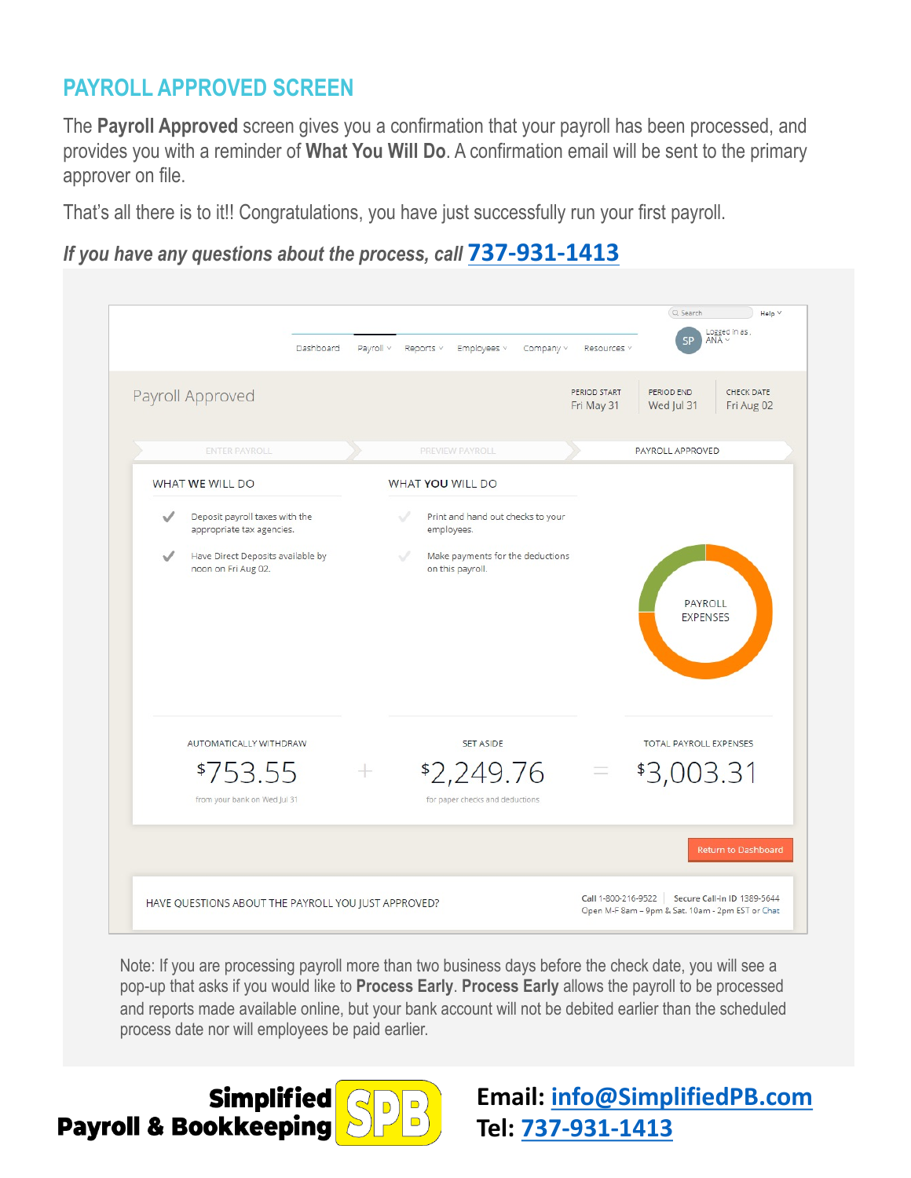## PAYROLL APPROVED SCREEN

The **Payroll Approved** screen gives you a confirmation that your payroll has been processed, and provides you with a reminder of **What You Will Do**. A confirmation email will be sent to the primary approver on file.

That's all there is to it!! Congratulations, you have just successfully run your first payroll.

***If you have any questions about the process, call [737-931-1413](tel:737-931-1413)***

Search  Help

Logged in as, ANA

Dashboard  Payroll  Reports  Employees  Company  Resources

Payroll Approved

PERIOD START Fri May 31  PERIOD END Wed Jul 31  CHECK DATE Fri Aug 02

ENTER PAYROLL  PREVIEW PAYROLL  PAYROLL APPROVED

WHAT WE WILL DO

- Deposit payroll taxes with the appropriate tax agencies.
- Have Direct Deposits available by noon on Fri Aug 02.

WHAT YOU WILL DO

- Print and hand out checks to your employees.
- Make payments for the deductions on this payroll.

PAYROLL EXPENSES

AUTOMATICALLY WITHDRAW $753.55 from your bank on Wed Jul 31 + SET ASIDE $2,249.76 for paper checks and deductions = TOTAL PAYROLL EXPENSES $3,003.31

Return to Dashboard

HAVE QUESTIONS ABOUT THE PAYROLL YOU JUST APPROVED?

Call 1-800-216-9522 | Secure Call-In ID 1389-5644
Open M-F 8am – 9pm & Sat. 10am - 2pm EST or Chat

Note: If you are processing payroll more than two business days before the check date, you will see a pop-up that asks if you would like to **Process Early**. **Process Early** allows the payroll to be processed and reports made available online, but your bank account will not be debited earlier than the scheduled process date nor will employees be paid earlier.

**Simplified Payroll & Bookkeeping** SPB

**Email: [info@SimplifiedPB.com](mailto:info@SimplifiedPB.com)**
**Tel: [737-931-1413](tel:737-931-1413)**